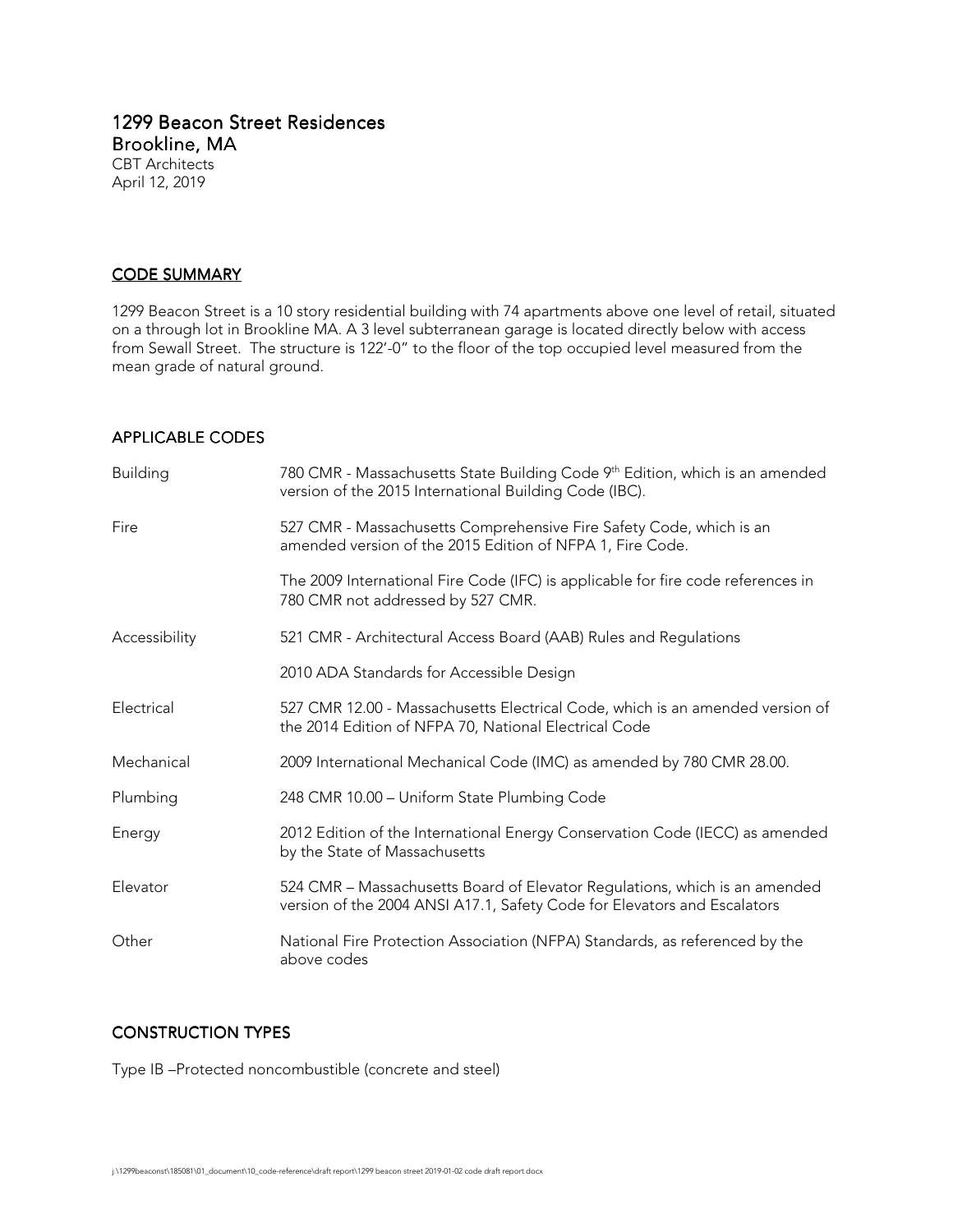# 1299 Beacon Street Residences

## Brookline, MA

CBT Architects
April 12, 2019

## CODE SUMMARY

1299 Beacon Street is a 10 story residential building with 74 apartments above one level of retail, situated on a through lot in Brookline MA. A 3 level subterranean garage is located directly below with access from Sewall Street. The structure is 122'-0" to the floor of the top occupied level measured from the mean grade of natural ground.

## APPLICABLE CODES

| | |
|---|---|
| Building | 780 CMR - Massachusetts State Building Code 9th Edition, which is an amended version of the 2015 International Building Code (IBC). |
| Fire | 527 CMR - Massachusetts Comprehensive Fire Safety Code, which is an amended version of the 2015 Edition of NFPA 1, Fire Code. |
| | The 2009 International Fire Code (IFC) is applicable for fire code references in 780 CMR not addressed by 527 CMR. |
| Accessibility | 521 CMR - Architectural Access Board (AAB) Rules and Regulations |
| | 2010 ADA Standards for Accessible Design |
| Electrical | 527 CMR 12.00 - Massachusetts Electrical Code, which is an amended version of the 2014 Edition of NFPA 70, National Electrical Code |
| Mechanical | 2009 International Mechanical Code (IMC) as amended by 780 CMR 28.00. |
| Plumbing | 248 CMR 10.00 – Uniform State Plumbing Code |
| Energy | 2012 Edition of the International Energy Conservation Code (IECC) as amended by the State of Massachusetts |
| Elevator | 524 CMR – Massachusetts Board of Elevator Regulations, which is an amended version of the 2004 ANSI A17.1, Safety Code for Elevators and Escalators |
| Other | National Fire Protection Association (NFPA) Standards, as referenced by the above codes |

## CONSTRUCTION TYPES

Type IB –Protected noncombustible (concrete and steel)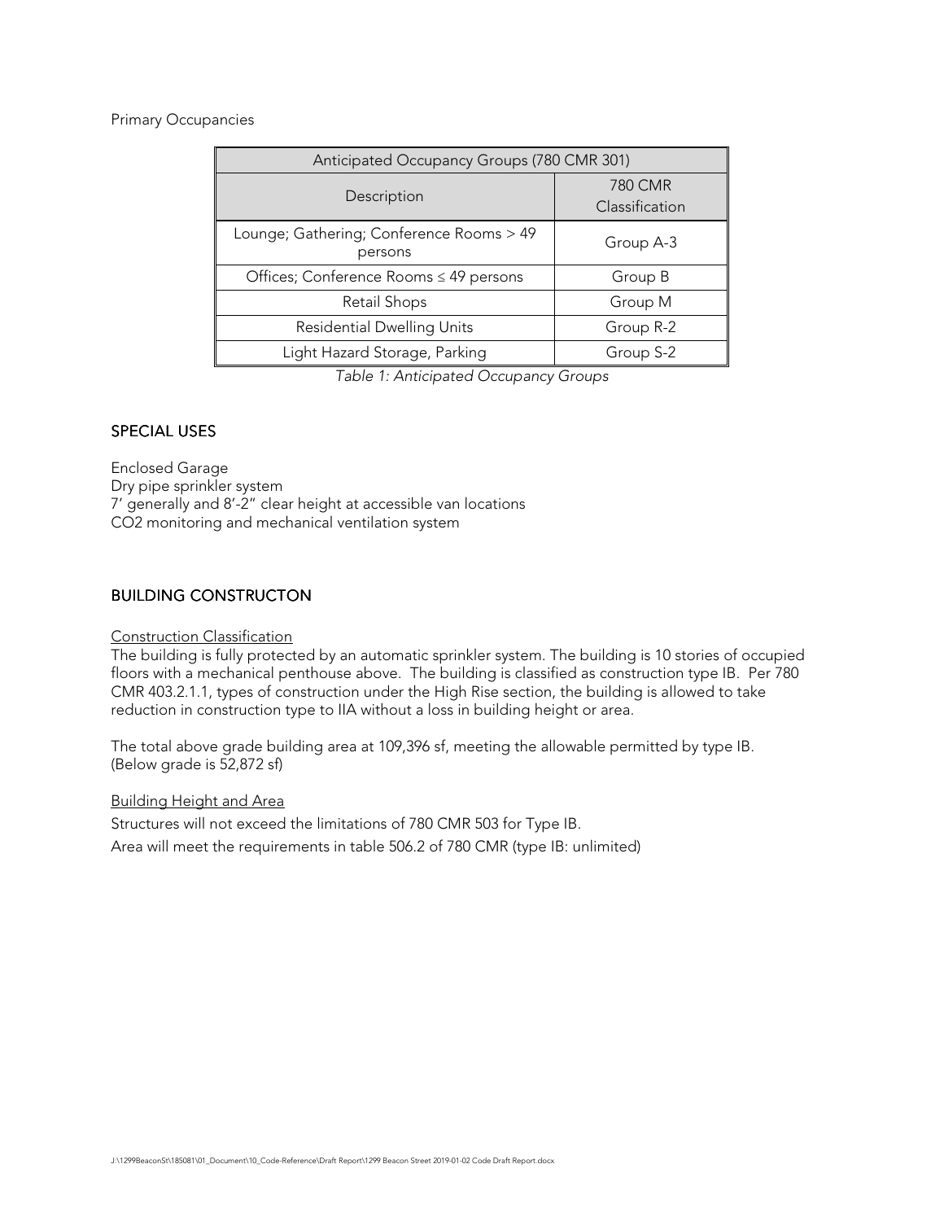Primary Occupancies

| Anticipated Occupancy Groups (780 CMR 301) | |
|---|---|
| Description | 780 CMR Classification |
| Lounge; Gathering; Conference Rooms > 49 persons | Group A-3 |
| Offices; Conference Rooms ≤ 49 persons | Group B |
| Retail Shops | Group M |
| Residential Dwelling Units | Group R-2 |
| Light Hazard Storage, Parking | Group S-2 |

*Table 1: Anticipated Occupancy Groups*

## SPECIAL USES

Enclosed Garage
Dry pipe sprinkler system
7' generally and 8'-2" clear height at accessible van locations
$CO_2$ monitoring and mechanical ventilation system

## BUILDING CONSTRUCTON

Construction Classification

The building is fully protected by an automatic sprinkler system. The building is 10 stories of occupied floors with a mechanical penthouse above. The building is classified as construction type IB. Per 780 CMR 403.2.1.1, types of construction under the High Rise section, the building is allowed to take reduction in construction type to IIA without a loss in building height or area.

The total above grade building area at 109,396 sf, meeting the allowable permitted by type IB. (Below grade is 52,872 sf)

Building Height and Area

Structures will not exceed the limitations of 780 CMR 503 for Type IB.

Area will meet the requirements in table 506.2 of 780 CMR (type IB: unlimited)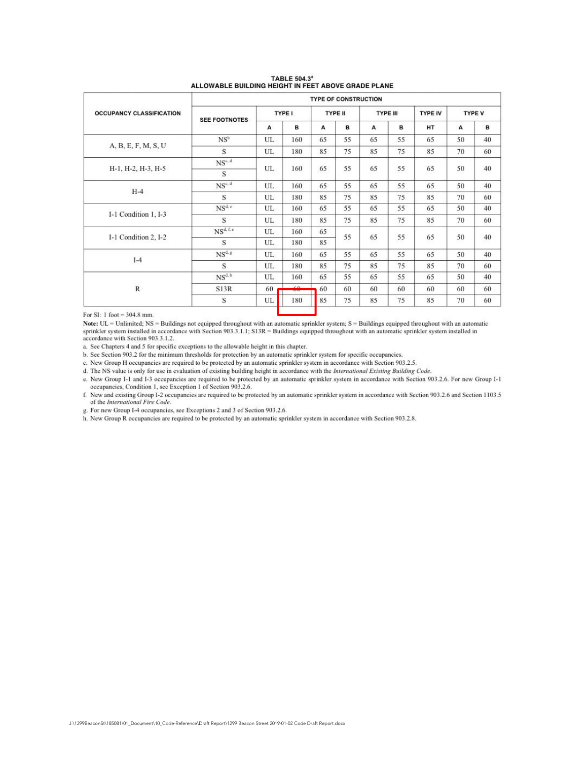**TABLE 504.3[a]**
**ALLOWABLE BUILDING HEIGHT IN FEET ABOVE GRADE PLANE**

| OCCUPANCY CLASSIFICATION | SEE FOOTNOTES | TYPE OF CONSTRUCTION | | | | | | | | |
|---|---|---|---|---|---|---|---|---|---|---|
| | | TYPE I | | TYPE II | | TYPE III | | TYPE IV | TYPE V | |
| | | A | B | A | B | A | B | HT | A | B |
| A, B, E, F, M, S, U | NS[b] | UL | 160 | 65 | 55 | 65 | 55 | 65 | 50 | 40 |
| | S | UL | 180 | 85 | 75 | 85 | 75 | 85 | 70 | 60 |
| H-1, H-2, H-3, H-5 | NS[c, d] | UL | 160 | 65 | 55 | 65 | 55 | 65 | 50 | 40 |
| | S | | | | | | | | | |
| H-4 | NS[c, d] | UL | 160 | 65 | 55 | 65 | 55 | 65 | 50 | 40 |
| | S | UL | 180 | 85 | 75 | 85 | 75 | 85 | 70 | 60 |
| I-1 Condition 1, I-3 | NS[d, e] | UL | 160 | 65 | 55 | 65 | 55 | 65 | 50 | 40 |
| | S | UL | 180 | 85 | 75 | 85 | 75 | 85 | 70 | 60 |
| I-1 Condition 2, I-2 | NS[d, f, e] | UL | 160 | 65 | 55 | 65 | 55 | 65 | 50 | 40 |
| | S | UL | 180 | 85 | | | | | | |
| I-4 | NS[d, g] | UL | 160 | 65 | 55 | 65 | 55 | 65 | 50 | 40 |
| | S | UL | 180 | 85 | 75 | 85 | 75 | 85 | 70 | 60 |
| R | NS[d, h] | UL | 160 | 65 | 55 | 65 | 55 | 65 | 50 | 40 |
| | S13R | 60 | 60 | 60 | 60 | 60 | 60 | 60 | 60 | 60 |
| | S | UL | 180 | 85 | 75 | 85 | 75 | 85 | 70 | 60 |

For SI: 1 foot = 304.8 mm.

**Note:** UL = Unlimited; NS = Buildings not equipped throughout with an automatic sprinkler system; S = Buildings equipped throughout with an automatic sprinkler system installed in accordance with Section 903.3.1.1; S13R = Buildings equipped throughout with an automatic sprinkler system installed in accordance with Section 903.3.1.2.

a. See Chapters 4 and 5 for specific exceptions to the allowable height in this chapter.
b. See Section 903.2 for the minimum thresholds for protection by an automatic sprinkler system for specific occupancies.
c. New Group H occupancies are required to be protected by an automatic sprinkler system in accordance with Section 903.2.5.
d. The NS value is only for use in evaluation of existing building height in accordance with the *International Existing Building Code*.
e. New Group I-1 and I-3 occupancies are required to be protected by an automatic sprinkler system in accordance with Section 903.2.6. For new Group I-1 occupancies, Condition 1, see Exception 1 of Section 903.2.6.
f. New and existing Group I-2 occupancies are required to be protected by an automatic sprinkler system in accordance with Section 903.2.6 and Section 1103.5 of the *International Fire Code*.
g. For new Group I-4 occupancies, see Exceptions 2 and 3 of Section 903.2.6.
h. New Group R occupancies are required to be protected by an automatic sprinkler system in accordance with Section 903.2.8.

J:\1299BeaconSt\185081\01_Document\10_Code-Reference\Draft Report\1299 Beacon Street 2019-01-02 Code Draft Report.docx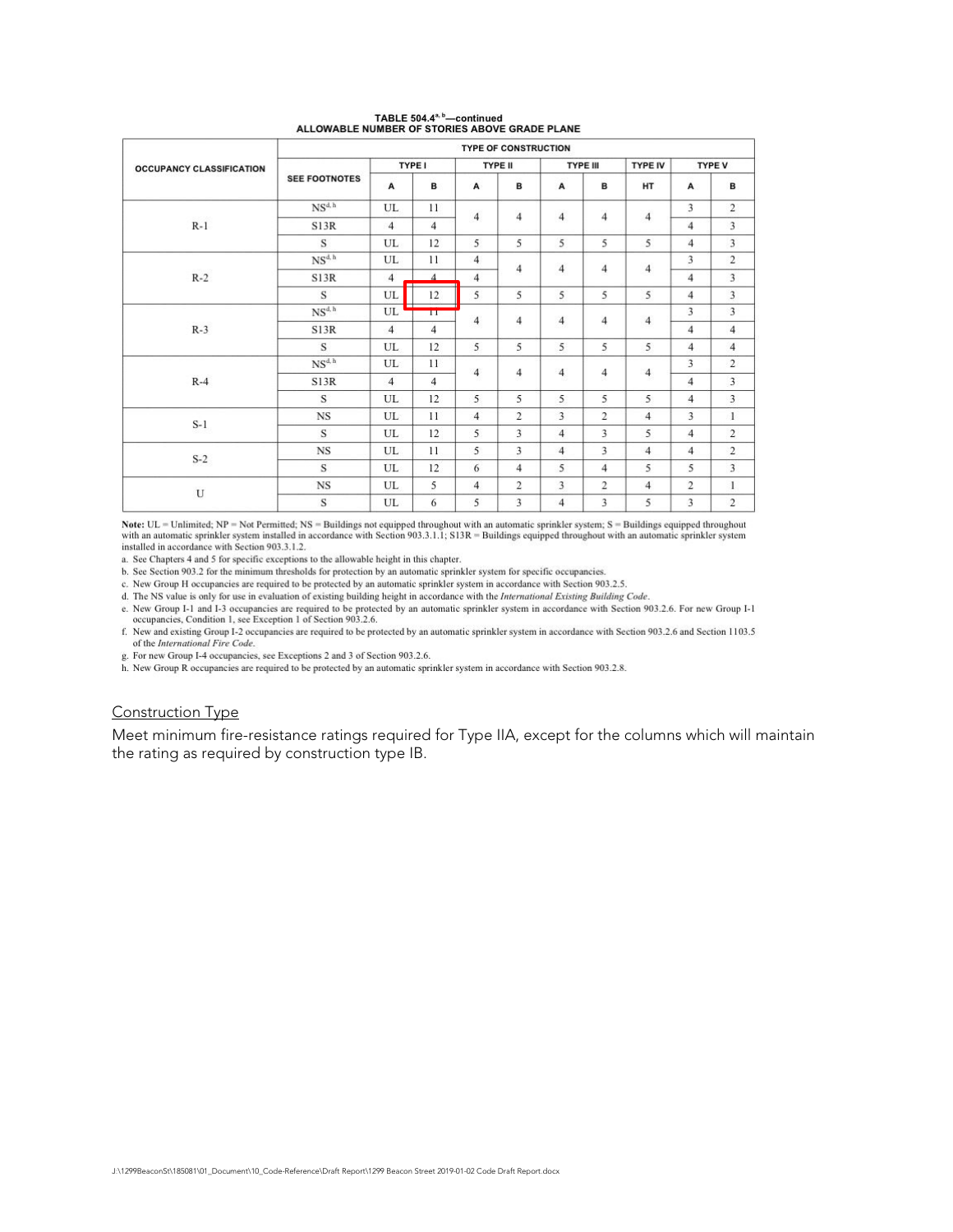**TABLE 504.4[a, b]—continued**
**ALLOWABLE NUMBER OF STORIES ABOVE GRADE PLANE**

| OCCUPANCY CLASSIFICATION | TYPE OF CONSTRUCTION | | | | | | | | | |
|---|---|---|---|---|---|---|---|---|---|---|
| | SEE FOOTNOTES | TYPE I | | TYPE II | | TYPE III | | TYPE IV | TYPE V | |
| | | A | B | A | B | A | B | HT | A | B |
| R-1 | NS[d, h] | UL | 11 | 4 | 4 | 4 | 4 | 4 | 3 | 2 |
| | S13R | 4 | 4 | | | | | | 4 | 3 |
| | S | UL | 12 | 5 | 5 | 5 | 5 | 5 | 4 | 3 |
| R-2 | NS[d, h] | UL | 11 | 4 | 4 | 4 | 4 | 4 | 3 | 2 |
| | S13R | 4 | 4 | 4 | | | | | 4 | 3 |
| | S | UL | 12 | 5 | 5 | 5 | 5 | 5 | 4 | 3 |
| R-3 | NS[d, h] | UL | 11 | 4 | 4 | 4 | 4 | 4 | 3 | 3 |
| | S13R | 4 | 4 | | | | | | 4 | 4 |
| | S | UL | 12 | 5 | 5 | 5 | 5 | 5 | 4 | 4 |
| R-4 | NS[d, h] | UL | 11 | 4 | 4 | 4 | 4 | 4 | 3 | 2 |
| | S13R | 4 | 4 | | | | | | 4 | 3 |
| | S | UL | 12 | 5 | 5 | 5 | 5 | 5 | 4 | 3 |
| S-1 | NS | UL | 11 | 4 | 2 | 3 | 2 | 4 | 3 | 1 |
| | S | UL | 12 | 5 | 3 | 4 | 3 | 5 | 4 | 2 |
| S-2 | NS | UL | 11 | 5 | 3 | 4 | 3 | 4 | 4 | 2 |
| | S | UL | 12 | 6 | 4 | 5 | 4 | 5 | 5 | 3 |
| U | NS | UL | 5 | 4 | 2 | 3 | 2 | 4 | 2 | 1 |
| | S | UL | 6 | 5 | 3 | 4 | 3 | 5 | 3 | 2 |

**Note:** UL = Unlimited; NP = Not Permitted; NS = Buildings not equipped throughout with an automatic sprinkler system; S = Buildings equipped throughout with an automatic sprinkler system installed in accordance with Section 903.3.1.1; S13R = Buildings equipped throughout with an automatic sprinkler system installed in accordance with Section 903.3.1.2.

a. See Chapters 4 and 5 for specific exceptions to the allowable height in this chapter.
b. See Section 903.2 for the minimum thresholds for protection by an automatic sprinkler system for specific occupancies.
c. New Group H occupancies are required to be protected by an automatic sprinkler system in accordance with Section 903.2.5.
d. The NS value is only for use in evaluation of existing building height in accordance with the *International Existing Building Code*.
e. New Group I-1 and I-3 occupancies are required to be protected by an automatic sprinkler system in accordance with Section 903.2.6. For new Group I-1 occupancies, Condition 1, see Exception 1 of Section 903.2.6.
f. New and existing Group I-2 occupancies are required to be protected by an automatic sprinkler system in accordance with Section 903.2.6 and Section 1103.5 of the *International Fire Code*.
g. For new Group I-4 occupancies, see Exceptions 2 and 3 of Section 903.2.6.
h. New Group R occupancies are required to be protected by an automatic sprinkler system in accordance with Section 903.2.8.

<u>Construction Type</u>

Meet minimum fire-resistance ratings required for Type IIA, except for the columns which will maintain the rating as required by construction type IB.

J:\1299BeaconSt\185081\01_Document\10_Code-Reference\Draft Report\1299 Beacon Street 2019-01-02 Code Draft Report.docx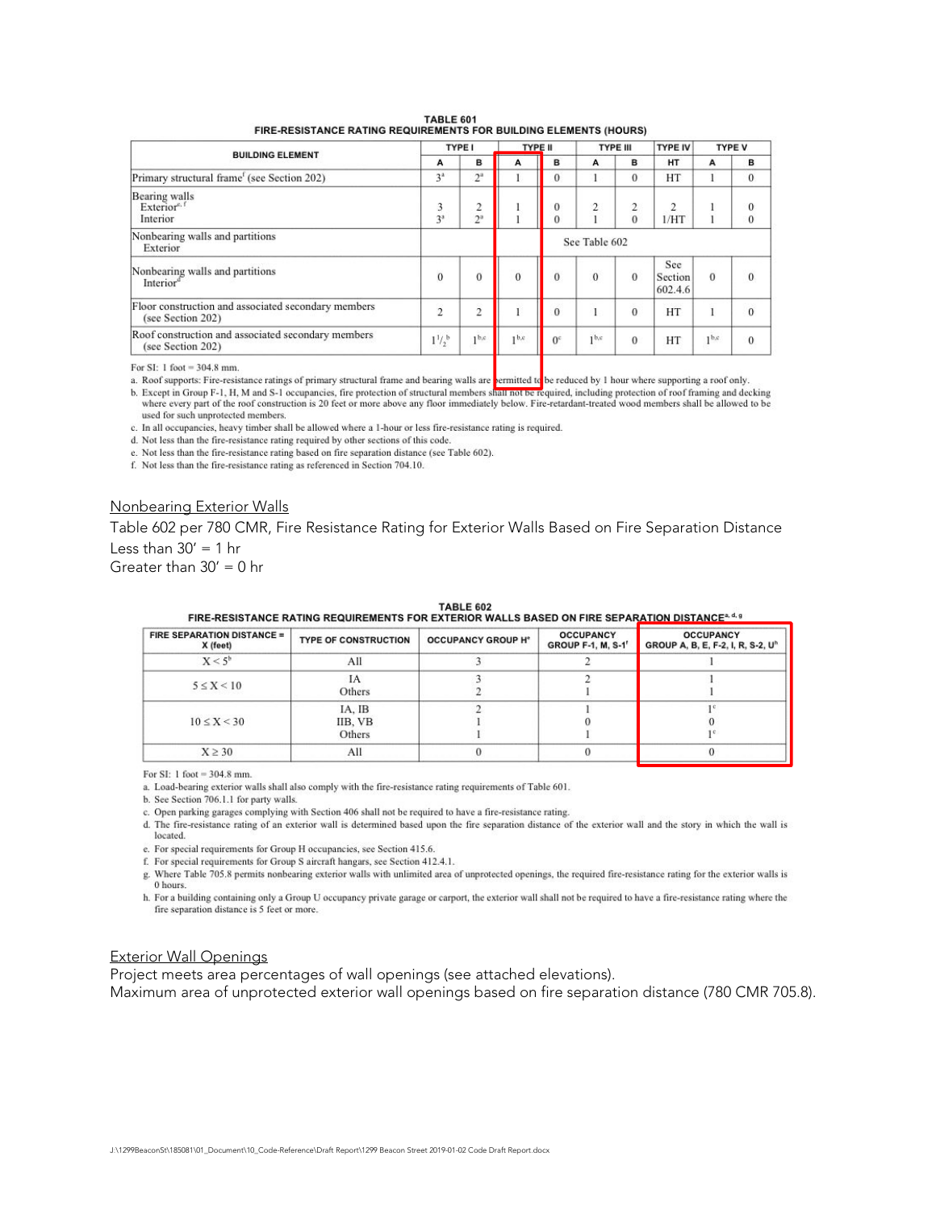**TABLE 601**
**FIRE-RESISTANCE RATING REQUIREMENTS FOR BUILDING ELEMENTS (HOURS)**

| BUILDING ELEMENT | TYPE I | | TYPE II | | TYPE III | | TYPE IV | TYPE V | |
|---|---|---|---|---|---|---|---|---|---|
| | A | B | A | B | A | B | HT | A | B |
| Primary structural frame[f] (see Section 202) | 3[a] | 2[a] | 1 | 0 | 1 | 0 | HT | 1 | 0 |
| Bearing walls<br>Exterior[e, f]<br>Interior | <br>3<br>3[a] | <br>2<br>2[a] | <br>1<br>1 | <br>0<br>0 | <br>2<br>1 | <br>2<br>0 | <br>2<br>1/HT | <br>1<br>1 | <br>0<br>0 |
| Nonbearing walls and partitions<br>Exterior | See Table 602 | | | | | | | | |
| Nonbearing walls and partitions<br>Interior[d] | 0 | 0 | 0 | 0 | 0 | 0 | See Section 602.4.6 | 0 | 0 |
| Floor construction and associated secondary members (see Section 202) | 2 | 2 | 1 | 0 | 1 | 0 | HT | 1 | 0 |
| Roof construction and associated secondary members (see Section 202) | 1 1/2[b] | 1[b,c] | 1[b,c] | 0[c] | 1[b,c] | 0 | HT | 1[b,c] | 0 |

For SI: 1 foot = 304.8 mm.

a. Roof supports: Fire-resistance ratings of primary structural frame and bearing walls are permitted to be reduced by 1 hour where supporting a roof only.

b. Except in Group F-1, H, M and S-1 occupancies, fire protection of structural members shall not be required, including protection of roof framing and decking where every part of the roof construction is 20 feet or more above any floor immediately below. Fire-retardant-treated wood members shall be allowed to be used for such unprotected members.

c. In all occupancies, heavy timber shall be allowed where a 1-hour or less fire-resistance rating is required.

d. Not less than the fire-resistance rating required by other sections of this code.

e. Not less than the fire-resistance rating based on fire separation distance (see Table 602).

f. Not less than the fire-resistance rating as referenced in Section 704.10.

<u>Nonbearing Exterior Walls</u>

Table 602 per 780 CMR, Fire Resistance Rating for Exterior Walls Based on Fire Separation Distance
Less than 30' = 1 hr
Greater than 30' = 0 hr

**TABLE 602**
**FIRE-RESISTANCE RATING REQUIREMENTS FOR EXTERIOR WALLS BASED ON FIRE SEPARATION DISTANCE[a, d, g]**

| FIRE SEPARATION DISTANCE = X (feet) | TYPE OF CONSTRUCTION | OCCUPANCY GROUP H[e] | OCCUPANCY GROUP F-1, M, S-1[f] | OCCUPANCY GROUP A, B, E, F-2, I, R, S-2, U[h] |
|---|---|---|---|---|
| X < 5[b] | All | 3 | 2 | 1 |
| 5 ≤ X < 10 | IA<br>Others | 3<br>2 | 2<br>1 | 1<br>1 |
| 10 ≤ X < 30 | IA, IB<br>IIB, VB<br>Others | 2<br>1<br>1 | 1<br>0<br>1 | 1[c]<br>0<br>1[c] |
| X ≥ 30 | All | 0 | 0 | 0 |

For SI: 1 foot = 304.8 mm.

a. Load-bearing exterior walls shall also comply with the fire-resistance rating requirements of Table 601.

b. See Section 706.1.1 for party walls.

c. Open parking garages complying with Section 406 shall not be required to have a fire-resistance rating.

d. The fire-resistance rating of an exterior wall is determined based upon the fire separation distance of the exterior wall and the story in which the wall is located.

e. For special requirements for Group H occupancies, see Section 415.6.

f. For special requirements for Group S aircraft hangars, see Section 412.4.1.

g. Where Table 705.8 permits nonbearing exterior walls with unlimited area of unprotected openings, the required fire-resistance rating for the exterior walls is 0 hours.

h. For a building containing only a Group U occupancy private garage or carport, the exterior wall shall not be required to have a fire-resistance rating where the fire separation distance is 5 feet or more.

<u>Exterior Wall Openings</u>

Project meets area percentages of wall openings (see attached elevations).
Maximum area of unprotected exterior wall openings based on fire separation distance (780 CMR 705.8).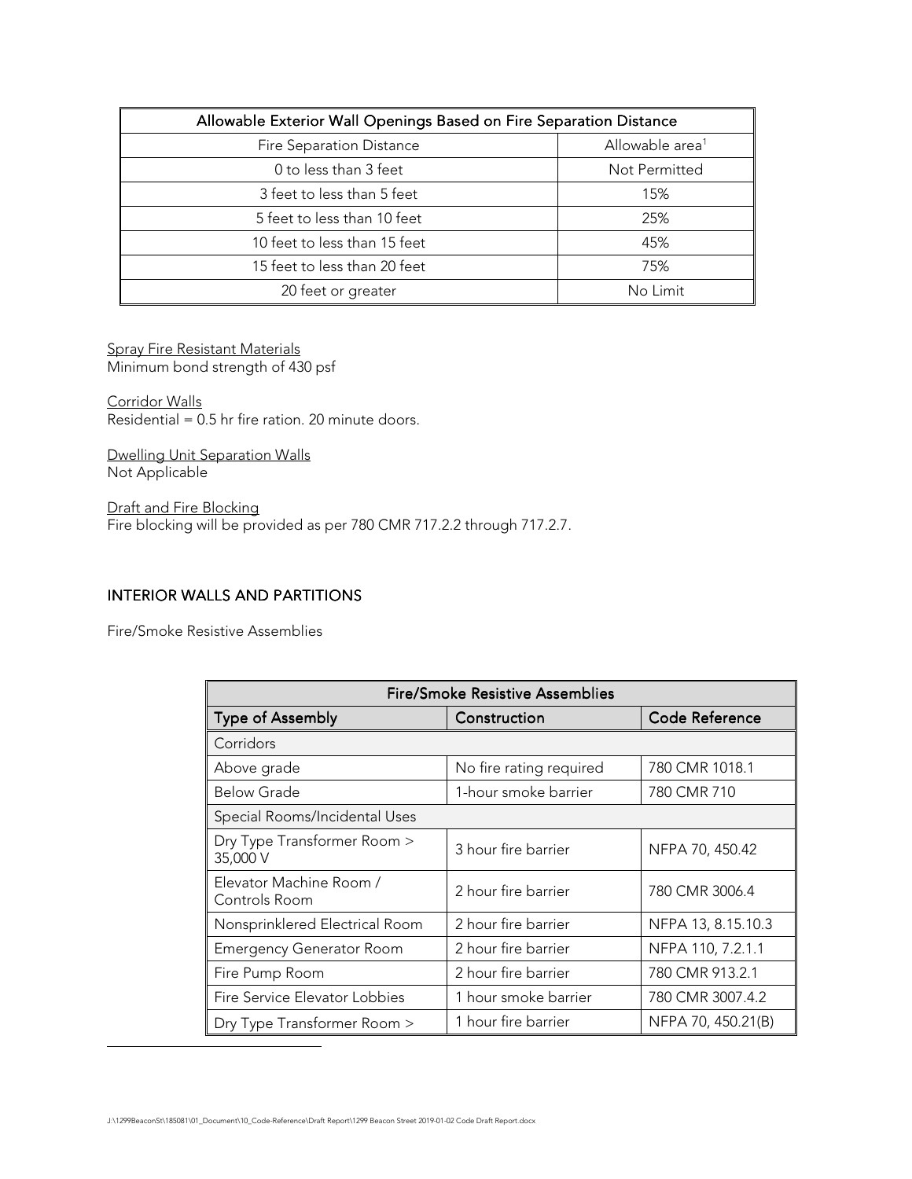| Allowable Exterior Wall Openings Based on Fire Separation Distance | |
|---|---|
| Fire Separation Distance | Allowable area[1] |
| 0 to less than 3 feet | Not Permitted |
| 3 feet to less than 5 feet | 15% |
| 5 feet to less than 10 feet | 25% |
| 10 feet to less than 15 feet | 45% |
| 15 feet to less than 20 feet | 75% |
| 20 feet or greater | No Limit |

Spray Fire Resistant Materials
Minimum bond strength of 430 psf

Corridor Walls
Residential = 0.5 hr fire ration. 20 minute doors.

Dwelling Unit Separation Walls
Not Applicable

Draft and Fire Blocking
Fire blocking will be provided as per 780 CMR 717.2.2 through 717.2.7.

## INTERIOR WALLS AND PARTITIONS

Fire/Smoke Resistive Assemblies

| Fire/Smoke Resistive Assemblies | | |
|---|---|---|
| **Type of Assembly** | **Construction** | **Code Reference** |
| Corridors | | |
| Above grade | No fire rating required | 780 CMR 1018.1 |
| Below Grade | 1-hour smoke barrier | 780 CMR 710 |
| Special Rooms/Incidental Uses | | |
| Dry Type Transformer Room > 35,000 V | 3 hour fire barrier | NFPA 70, 450.42 |
| Elevator Machine Room / Controls Room | 2 hour fire barrier | 780 CMR 3006.4 |
| Nonsprinklered Electrical Room | 2 hour fire barrier | NFPA 13, 8.15.10.3 |
| Emergency Generator Room | 2 hour fire barrier | NFPA 110, 7.2.1.1 |
| Fire Pump Room | 2 hour fire barrier | 780 CMR 913.2.1 |
| Fire Service Elevator Lobbies | 1 hour smoke barrier | 780 CMR 3007.4.2 |
| Dry Type Transformer Room > | 1 hour fire barrier | NFPA 70, 450.21(B) |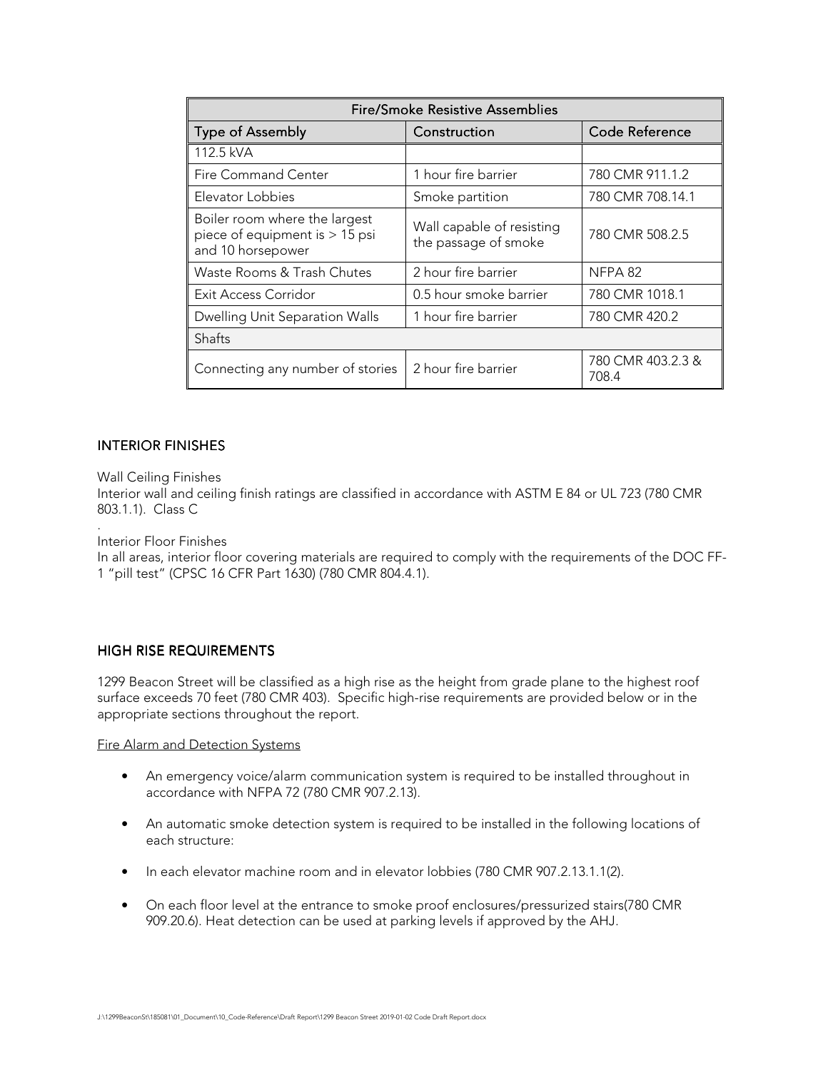| Fire/Smoke Resistive Assemblies | | |
|---|---|---|
| Type of Assembly | Construction | Code Reference |
| 112.5 kVA | | |
| Fire Command Center | 1 hour fire barrier | 780 CMR 911.1.2 |
| Elevator Lobbies | Smoke partition | 780 CMR 708.14.1 |
| Boiler room where the largest piece of equipment is > 15 psi and 10 horsepower | Wall capable of resisting the passage of smoke | 780 CMR 508.2.5 |
| Waste Rooms & Trash Chutes | 2 hour fire barrier | NFPA 82 |
| Exit Access Corridor | 0.5 hour smoke barrier | 780 CMR 1018.1 |
| Dwelling Unit Separation Walls | 1 hour fire barrier | 780 CMR 420.2 |
| Shafts | | |
| Connecting any number of stories | 2 hour fire barrier | 780 CMR 403.2.3 & 708.4 |

## INTERIOR FINISHES

Wall Ceiling Finishes
Interior wall and ceiling finish ratings are classified in accordance with ASTM E 84 or UL 723 (780 CMR 803.1.1). Class C

.
Interior Floor Finishes
In all areas, interior floor covering materials are required to comply with the requirements of the DOC FF-1 "pill test" (CPSC 16 CFR Part 1630) (780 CMR 804.4.1).

## HIGH RISE REQUIREMENTS

1299 Beacon Street will be classified as a high rise as the height from grade plane to the highest roof surface exceeds 70 feet (780 CMR 403). Specific high-rise requirements are provided below or in the appropriate sections throughout the report.

Fire Alarm and Detection Systems

- An emergency voice/alarm communication system is required to be installed throughout in accordance with NFPA 72 (780 CMR 907.2.13).
- An automatic smoke detection system is required to be installed in the following locations of each structure:
- In each elevator machine room and in elevator lobbies (780 CMR 907.2.13.1.1(2).
- On each floor level at the entrance to smoke proof enclosures/pressurized stairs(780 CMR 909.20.6). Heat detection can be used at parking levels if approved by the AHJ.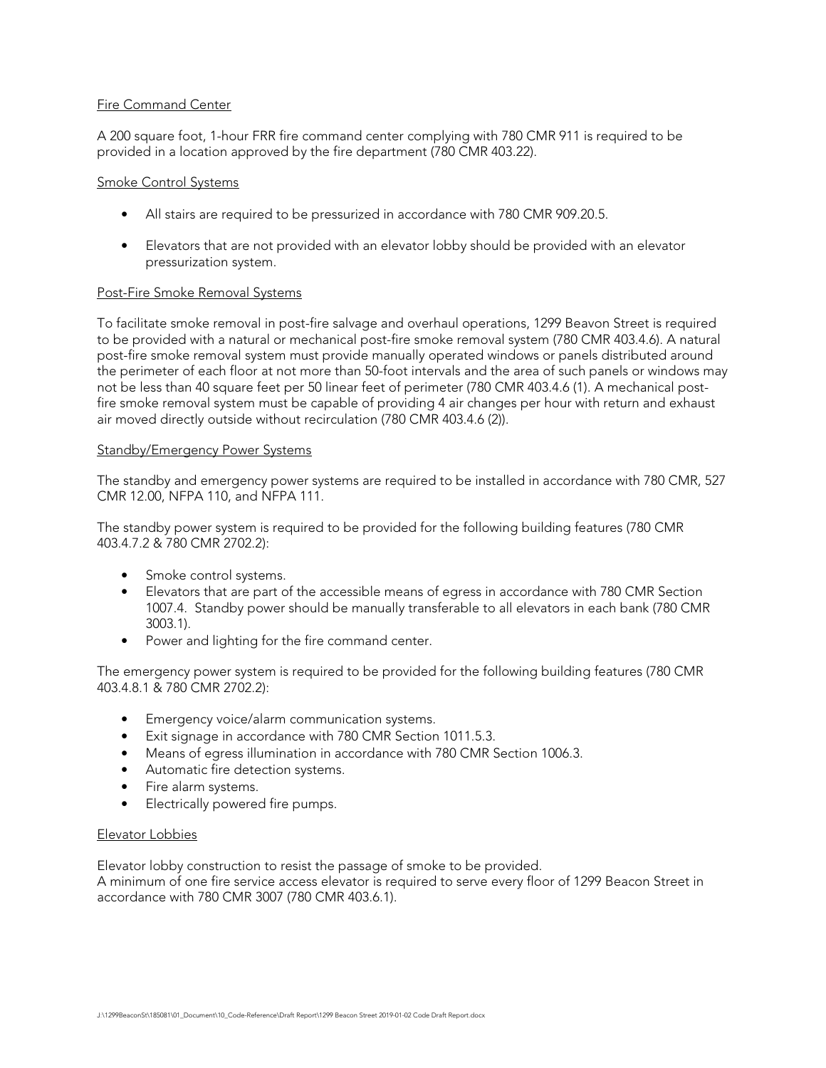## Fire Command Center

A 200 square foot, 1-hour FRR fire command center complying with 780 CMR 911 is required to be provided in a location approved by the fire department (780 CMR 403.22).

## Smoke Control Systems

- All stairs are required to be pressurized in accordance with 780 CMR 909.20.5.
- Elevators that are not provided with an elevator lobby should be provided with an elevator pressurization system.

## Post-Fire Smoke Removal Systems

To facilitate smoke removal in post-fire salvage and overhaul operations, 1299 Beavon Street is required to be provided with a natural or mechanical post-fire smoke removal system (780 CMR 403.4.6). A natural post-fire smoke removal system must provide manually operated windows or panels distributed around the perimeter of each floor at not more than 50-foot intervals and the area of such panels or windows may not be less than 40 square feet per 50 linear feet of perimeter (780 CMR 403.4.6 (1). A mechanical post-fire smoke removal system must be capable of providing 4 air changes per hour with return and exhaust air moved directly outside without recirculation (780 CMR 403.4.6 (2)).

## Standby/Emergency Power Systems

The standby and emergency power systems are required to be installed in accordance with 780 CMR, 527 CMR 12.00, NFPA 110, and NFPA 111.

The standby power system is required to be provided for the following building features (780 CMR 403.4.7.2 & 780 CMR 2702.2):

- Smoke control systems.
- Elevators that are part of the accessible means of egress in accordance with 780 CMR Section 1007.4. Standby power should be manually transferable to all elevators in each bank (780 CMR 3003.1).
- Power and lighting for the fire command center.

The emergency power system is required to be provided for the following building features (780 CMR 403.4.8.1 & 780 CMR 2702.2):

- Emergency voice/alarm communication systems.
- Exit signage in accordance with 780 CMR Section 1011.5.3.
- Means of egress illumination in accordance with 780 CMR Section 1006.3.
- Automatic fire detection systems.
- Fire alarm systems.
- Electrically powered fire pumps.

## Elevator Lobbies

Elevator lobby construction to resist the passage of smoke to be provided.
A minimum of one fire service access elevator is required to serve every floor of 1299 Beacon Street in accordance with 780 CMR 3007 (780 CMR 403.6.1).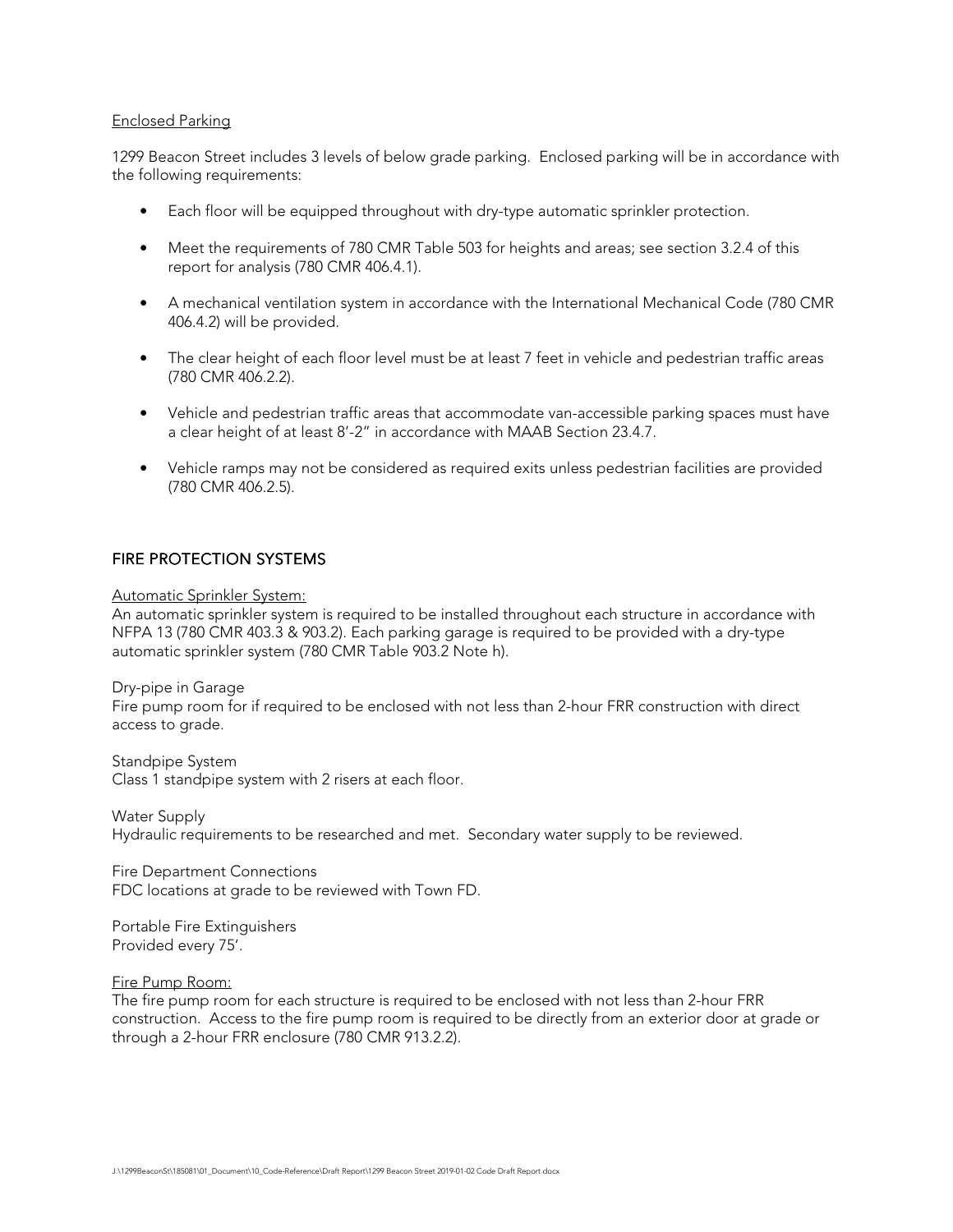Enclosed Parking

1299 Beacon Street includes 3 levels of below grade parking. Enclosed parking will be in accordance with the following requirements:

- Each floor will be equipped throughout with dry-type automatic sprinkler protection.
- Meet the requirements of 780 CMR Table 503 for heights and areas; see section 3.2.4 of this report for analysis (780 CMR 406.4.1).
- A mechanical ventilation system in accordance with the International Mechanical Code (780 CMR 406.4.2) will be provided.
- The clear height of each floor level must be at least 7 feet in vehicle and pedestrian traffic areas (780 CMR 406.2.2).
- Vehicle and pedestrian traffic areas that accommodate van-accessible parking spaces must have a clear height of at least 8'-2" in accordance with MAAB Section 23.4.7.
- Vehicle ramps may not be considered as required exits unless pedestrian facilities are provided (780 CMR 406.2.5).

## FIRE PROTECTION SYSTEMS

Automatic Sprinkler System:
An automatic sprinkler system is required to be installed throughout each structure in accordance with NFPA 13 (780 CMR 403.3 & 903.2). Each parking garage is required to be provided with a dry-type automatic sprinkler system (780 CMR Table 903.2 Note h).

Dry-pipe in Garage
Fire pump room for if required to be enclosed with not less than 2-hour FRR construction with direct access to grade.

Standpipe System
Class 1 standpipe system with 2 risers at each floor.

Water Supply
Hydraulic requirements to be researched and met. Secondary water supply to be reviewed.

Fire Department Connections
FDC locations at grade to be reviewed with Town FD.

Portable Fire Extinguishers
Provided every 75'.

Fire Pump Room:
The fire pump room for each structure is required to be enclosed with not less than 2-hour FRR construction. Access to the fire pump room is required to be directly from an exterior door at grade or through a 2-hour FRR enclosure (780 CMR 913.2.2).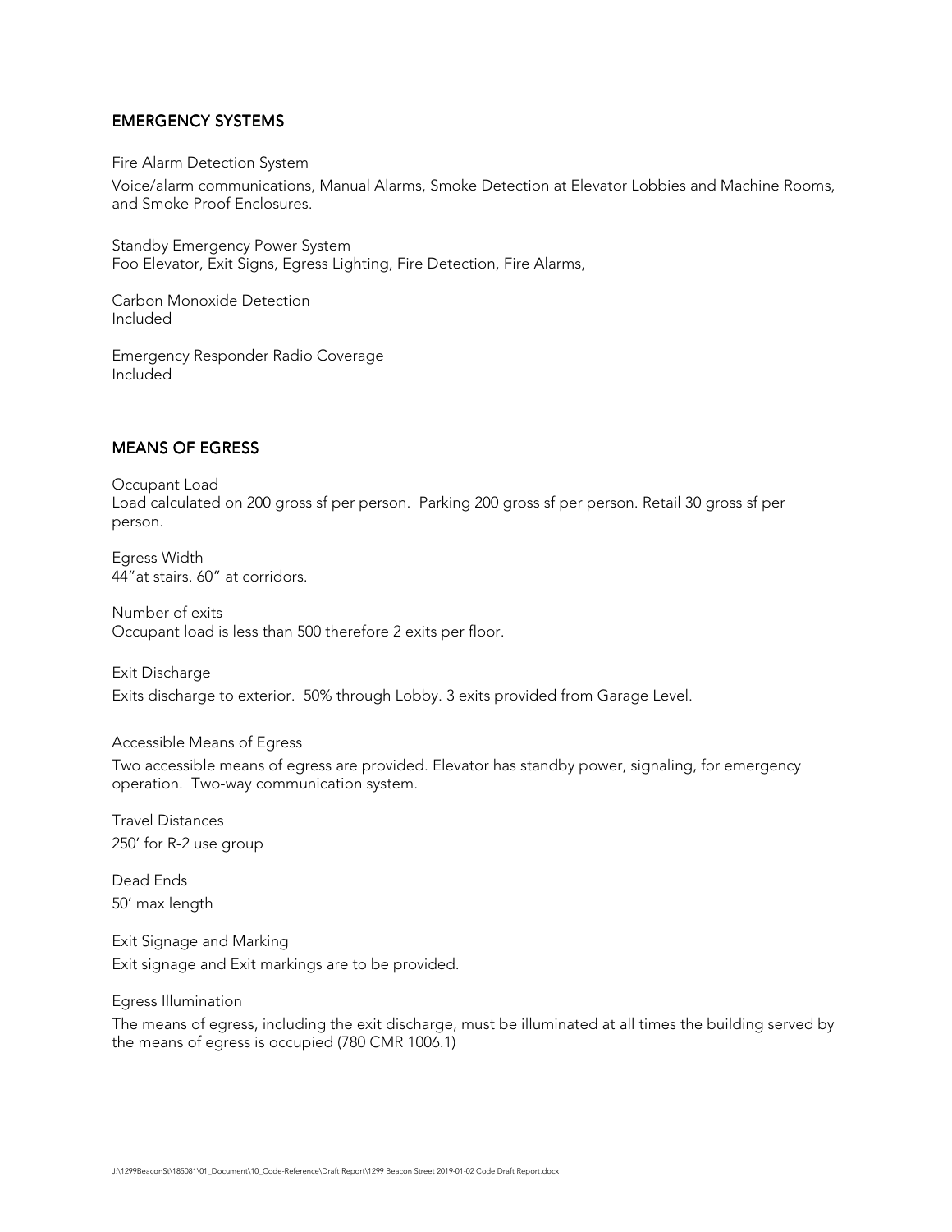## EMERGENCY SYSTEMS

Fire Alarm Detection System

Voice/alarm communications, Manual Alarms, Smoke Detection at Elevator Lobbies and Machine Rooms, and Smoke Proof Enclosures.

Standby Emergency Power System
Foo Elevator, Exit Signs, Egress Lighting, Fire Detection, Fire Alarms,

Carbon Monoxide Detection
Included

Emergency Responder Radio Coverage
Included

## MEANS OF EGRESS

Occupant Load
Load calculated on 200 gross sf per person. Parking 200 gross sf per person. Retail 30 gross sf per person.

Egress Width
44"at stairs. 60" at corridors.

Number of exits
Occupant load is less than 500 therefore 2 exits per floor.

Exit Discharge

Exits discharge to exterior. 50% through Lobby. 3 exits provided from Garage Level.

Accessible Means of Egress

Two accessible means of egress are provided. Elevator has standby power, signaling, for emergency operation. Two-way communication system.

Travel Distances
250' for R-2 use group

Dead Ends
50' max length

Exit Signage and Marking
Exit signage and Exit markings are to be provided.

Egress Illumination

The means of egress, including the exit discharge, must be illuminated at all times the building served by the means of egress is occupied (780 CMR 1006.1)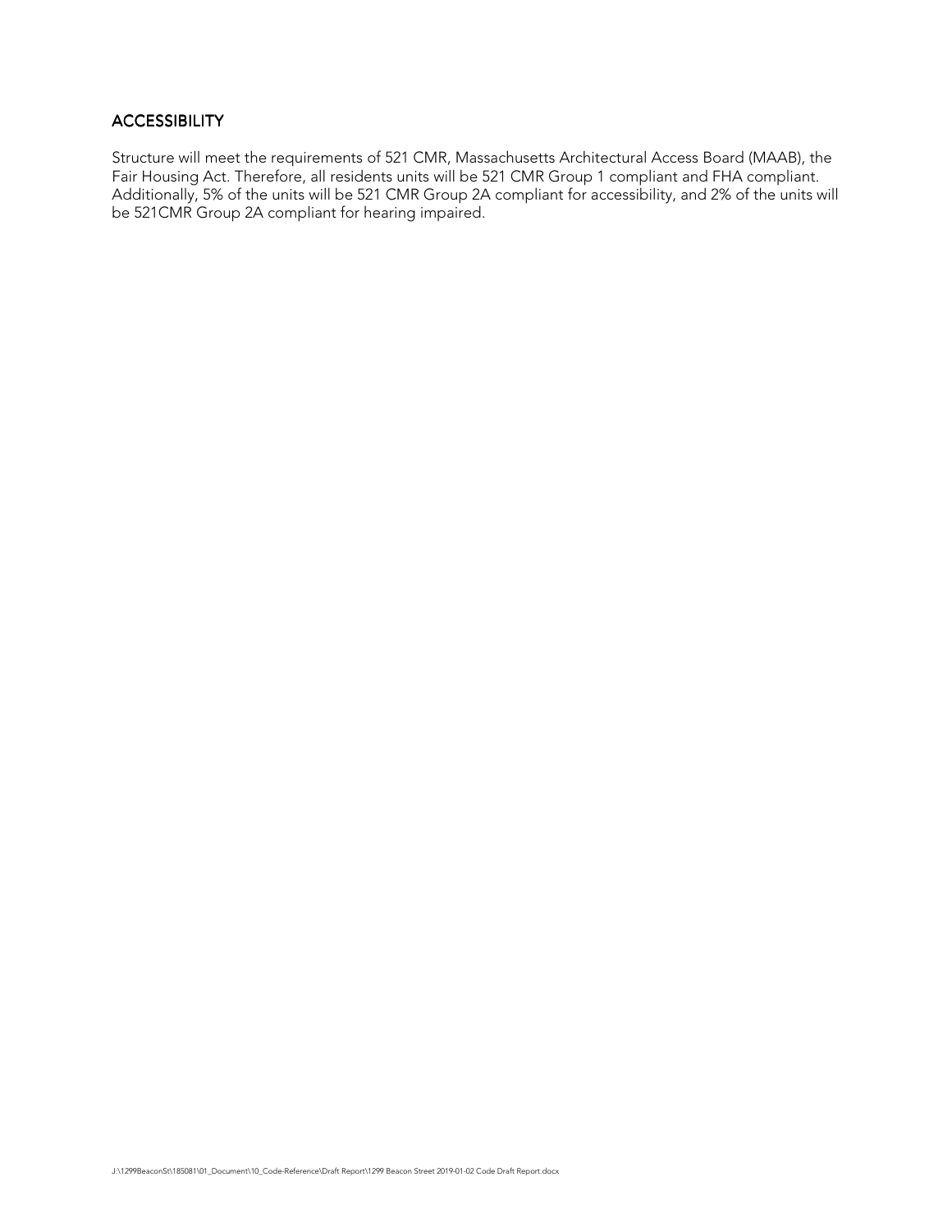## ACCESSIBILITY

Structure will meet the requirements of 521 CMR, Massachusetts Architectural Access Board (MAAB), the Fair Housing Act. Therefore, all residents units will be 521 CMR Group 1 compliant and FHA compliant. Additionally, 5% of the units will be 521 CMR Group 2A compliant for accessibility, and 2% of the units will be 521CMR Group 2A compliant for hearing impaired.